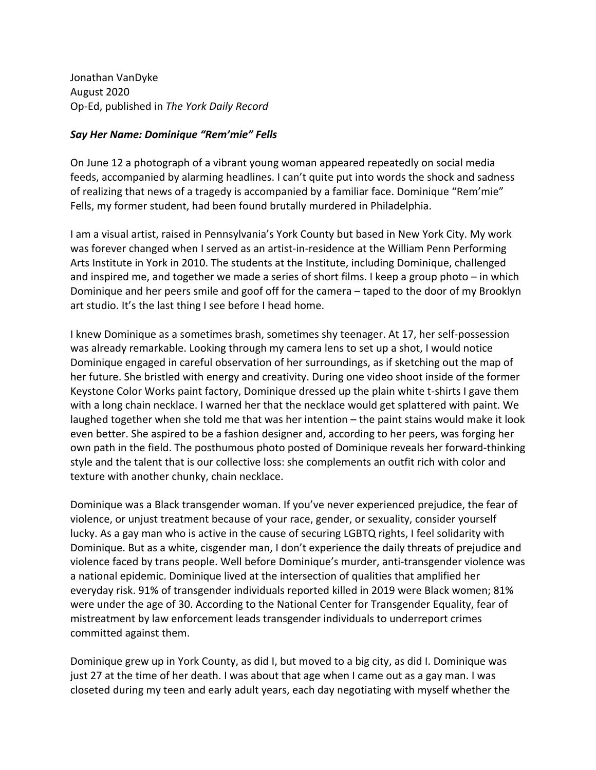Jonathan VanDyke
August 2020
Op-Ed, published in *The York Daily Record*

***Say Her Name: Dominique "Rem'mie" Fells***

On June 12 a photograph of a vibrant young woman appeared repeatedly on social media feeds, accompanied by alarming headlines. I can't quite put into words the shock and sadness of realizing that news of a tragedy is accompanied by a familiar face. Dominique "Rem'mie" Fells, my former student, had been found brutally murdered in Philadelphia.

I am a visual artist, raised in Pennsylvania's York County but based in New York City. My work was forever changed when I served as an artist-in-residence at the William Penn Performing Arts Institute in York in 2010. The students at the Institute, including Dominique, challenged and inspired me, and together we made a series of short films. I keep a group photo – in which Dominique and her peers smile and goof off for the camera – taped to the door of my Brooklyn art studio. It's the last thing I see before I head home.

I knew Dominique as a sometimes brash, sometimes shy teenager. At 17, her self-possession was already remarkable. Looking through my camera lens to set up a shot, I would notice Dominique engaged in careful observation of her surroundings, as if sketching out the map of her future. She bristled with energy and creativity. During one video shoot inside of the former Keystone Color Works paint factory, Dominique dressed up the plain white t-shirts I gave them with a long chain necklace. I warned her that the necklace would get splattered with paint. We laughed together when she told me that was her intention – the paint stains would make it look even better. She aspired to be a fashion designer and, according to her peers, was forging her own path in the field. The posthumous photo posted of Dominique reveals her forward-thinking style and the talent that is our collective loss: she complements an outfit rich with color and texture with another chunky, chain necklace.

Dominique was a Black transgender woman. If you've never experienced prejudice, the fear of violence, or unjust treatment because of your race, gender, or sexuality, consider yourself lucky. As a gay man who is active in the cause of securing LGBTQ rights, I feel solidarity with Dominique. But as a white, cisgender man, I don't experience the daily threats of prejudice and violence faced by trans people. Well before Dominique's murder, anti-transgender violence was a national epidemic. Dominique lived at the intersection of qualities that amplified her everyday risk. 91% of transgender individuals reported killed in 2019 were Black women; 81% were under the age of 30. According to the National Center for Transgender Equality, fear of mistreatment by law enforcement leads transgender individuals to underreport crimes committed against them.

Dominique grew up in York County, as did I, but moved to a big city, as did I. Dominique was just 27 at the time of her death. I was about that age when I came out as a gay man. I was closeted during my teen and early adult years, each day negotiating with myself whether the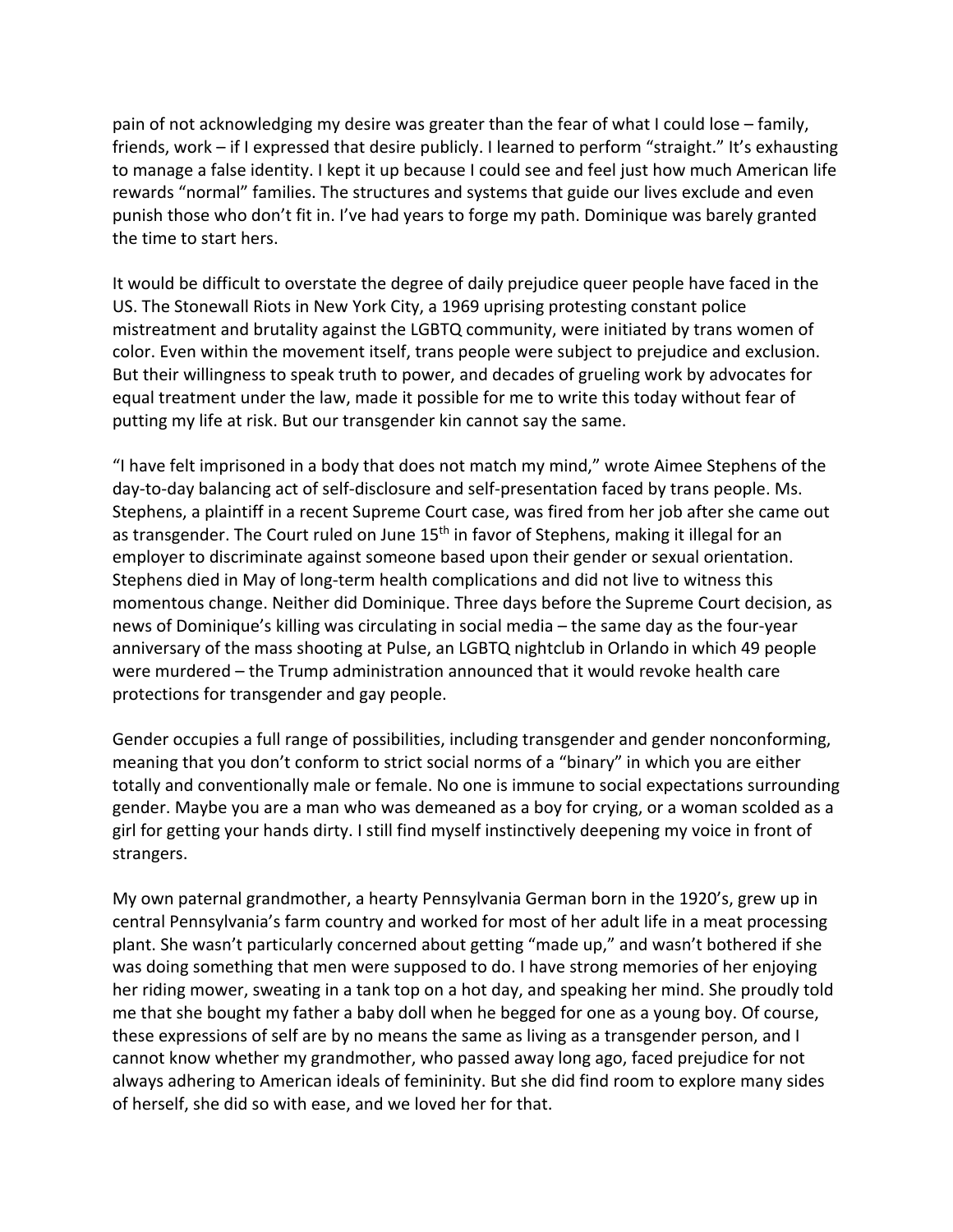pain of not acknowledging my desire was greater than the fear of what I could lose – family, friends, work – if I expressed that desire publicly. I learned to perform “straight.” It’s exhausting to manage a false identity. I kept it up because I could see and feel just how much American life rewards “normal” families. The structures and systems that guide our lives exclude and even punish those who don’t fit in. I’ve had years to forge my path. Dominique was barely granted the time to start hers.

It would be difficult to overstate the degree of daily prejudice queer people have faced in the US. The Stonewall Riots in New York City, a 1969 uprising protesting constant police mistreatment and brutality against the LGBTQ community, were initiated by trans women of color. Even within the movement itself, trans people were subject to prejudice and exclusion. But their willingness to speak truth to power, and decades of grueling work by advocates for equal treatment under the law, made it possible for me to write this today without fear of putting my life at risk. But our transgender kin cannot say the same.

“I have felt imprisoned in a body that does not match my mind,” wrote Aimee Stephens of the day-to-day balancing act of self-disclosure and self-presentation faced by trans people. Ms. Stephens, a plaintiff in a recent Supreme Court case, was fired from her job after she came out as transgender. The Court ruled on June 15th in favor of Stephens, making it illegal for an employer to discriminate against someone based upon their gender or sexual orientation. Stephens died in May of long-term health complications and did not live to witness this momentous change. Neither did Dominique. Three days before the Supreme Court decision, as news of Dominique’s killing was circulating in social media – the same day as the four-year anniversary of the mass shooting at Pulse, an LGBTQ nightclub in Orlando in which 49 people were murdered – the Trump administration announced that it would revoke health care protections for transgender and gay people.

Gender occupies a full range of possibilities, including transgender and gender nonconforming, meaning that you don’t conform to strict social norms of a “binary” in which you are either totally and conventionally male or female. No one is immune to social expectations surrounding gender. Maybe you are a man who was demeaned as a boy for crying, or a woman scolded as a girl for getting your hands dirty. I still find myself instinctively deepening my voice in front of strangers.

My own paternal grandmother, a hearty Pennsylvania German born in the 1920’s, grew up in central Pennsylvania’s farm country and worked for most of her adult life in a meat processing plant. She wasn’t particularly concerned about getting “made up,” and wasn’t bothered if she was doing something that men were supposed to do. I have strong memories of her enjoying her riding mower, sweating in a tank top on a hot day, and speaking her mind. She proudly told me that she bought my father a baby doll when he begged for one as a young boy. Of course, these expressions of self are by no means the same as living as a transgender person, and I cannot know whether my grandmother, who passed away long ago, faced prejudice for not always adhering to American ideals of femininity. But she did find room to explore many sides of herself, she did so with ease, and we loved her for that.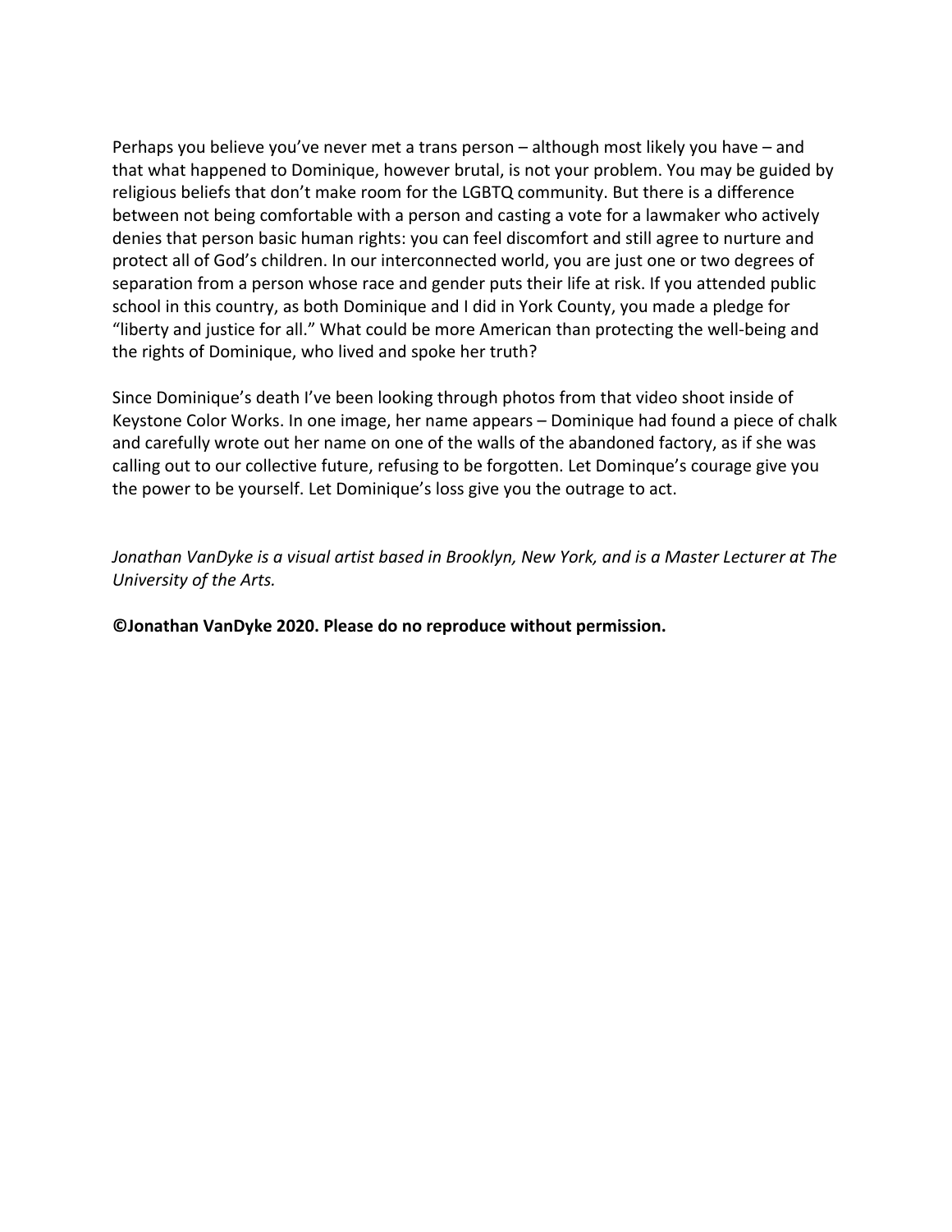Perhaps you believe you've never met a trans person – although most likely you have – and that what happened to Dominique, however brutal, is not your problem. You may be guided by religious beliefs that don't make room for the LGBTQ community. But there is a difference between not being comfortable with a person and casting a vote for a lawmaker who actively denies that person basic human rights: you can feel discomfort and still agree to nurture and protect all of God's children. In our interconnected world, you are just one or two degrees of separation from a person whose race and gender puts their life at risk. If you attended public school in this country, as both Dominique and I did in York County, you made a pledge for "liberty and justice for all." What could be more American than protecting the well-being and the rights of Dominique, who lived and spoke her truth?

Since Dominique's death I've been looking through photos from that video shoot inside of Keystone Color Works. In one image, her name appears – Dominique had found a piece of chalk and carefully wrote out her name on one of the walls of the abandoned factory, as if she was calling out to our collective future, refusing to be forgotten. Let Dominque's courage give you the power to be yourself. Let Dominique's loss give you the outrage to act.

*Jonathan VanDyke is a visual artist based in Brooklyn, New York, and is a Master Lecturer at The University of the Arts.*

**©Jonathan VanDyke 2020. Please do no reproduce without permission.**